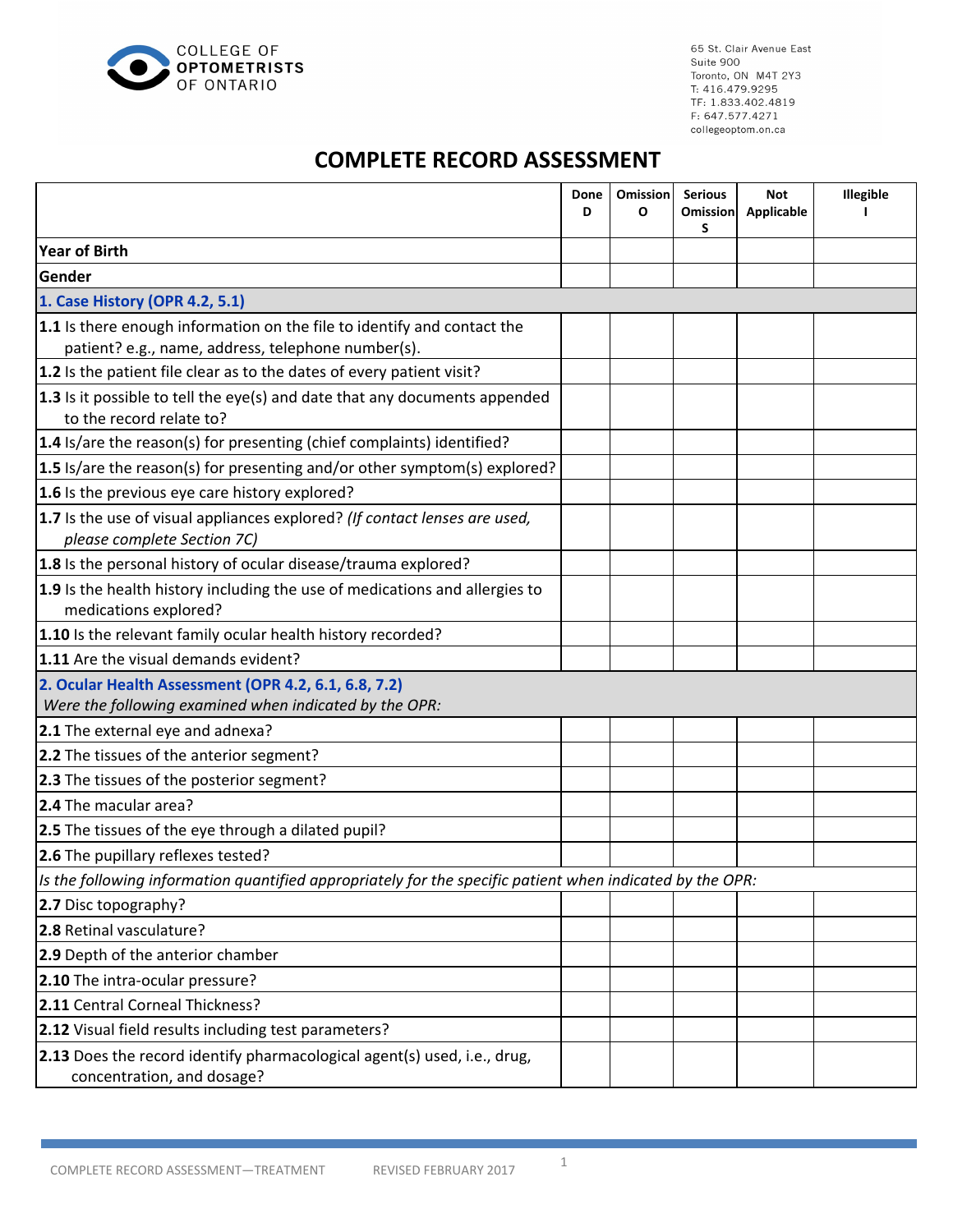COLLEGE OF OPTOMETRISTS OF ONTARIO

65 St. Clair Avenue East
Suite 900
Toronto, ON M4T 2Y3
T: 416.479.9295
TF: 1.833.402.4819
F: 647.577.4271
collegeoptom.on.ca

# COMPLETE RECORD ASSESSMENT

| | Done D | Omission O | Serious Omission S | Not Applicable | Illegible I |
|---|---|---|---|---|---|
| **Year of Birth** | | | | | |
| **Gender** | | | | | |
| **1. Case History (OPR 4.2, 5.1)** | | | | | |
| **1.1** Is there enough information on the file to identify and contact the patient? e.g., name, address, telephone number(s). | | | | | |
| **1.2** Is the patient file clear as to the dates of every patient visit? | | | | | |
| **1.3** Is it possible to tell the eye(s) and date that any documents appended to the record relate to? | | | | | |
| **1.4** Is/are the reason(s) for presenting (chief complaints) identified? | | | | | |
| **1.5** Is/are the reason(s) for presenting and/or other symptom(s) explored? | | | | | |
| **1.6** Is the previous eye care history explored? | | | | | |
| **1.7** Is the use of visual appliances explored? *(If contact lenses are used, please complete Section 7C)* | | | | | |
| **1.8** Is the personal history of ocular disease/trauma explored? | | | | | |
| **1.9** Is the health history including the use of medications and allergies to medications explored? | | | | | |
| **1.10** Is the relevant family ocular health history recorded? | | | | | |
| **1.11** Are the visual demands evident? | | | | | |
| **2. Ocular Health Assessment (OPR 4.2, 6.1, 6.8, 7.2)** *Were the following examined when indicated by the OPR:* | | | | | |
| **2.1** The external eye and adnexa? | | | | | |
| **2.2** The tissues of the anterior segment? | | | | | |
| **2.3** The tissues of the posterior segment? | | | | | |
| **2.4** The macular area? | | | | | |
| **2.5** The tissues of the eye through a dilated pupil? | | | | | |
| **2.6** The pupillary reflexes tested? | | | | | |
| *Is the following information quantified appropriately for the specific patient when indicated by the OPR:* | | | | | |
| **2.7** Disc topography? | | | | | |
| **2.8** Retinal vasculature? | | | | | |
| **2.9** Depth of the anterior chamber | | | | | |
| **2.10** The intra-ocular pressure? | | | | | |
| **2.11** Central Corneal Thickness? | | | | | |
| **2.12** Visual field results including test parameters? | | | | | |
| **2.13** Does the record identify pharmacological agent(s) used, i.e., drug, concentration, and dosage? | | | | | |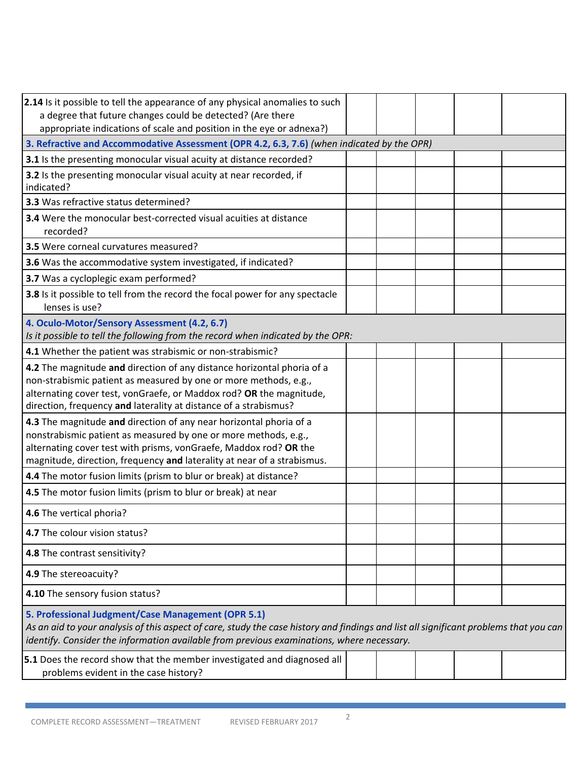| | | | | | |
|---|---|---|---|---|---|
| **2.14** Is it possible to tell the appearance of any physical anomalies to such a degree that future changes could be detected? (Are there appropriate indications of scale and position in the eye or adnexa?) | | | | | |
| **3. Refractive and Accommodative Assessment (OPR 4.2, 6.3, 7.6)** *(when indicated by the OPR)* | | | | | |
| **3.1** Is the presenting monocular visual acuity at distance recorded? | | | | | |
| **3.2** Is the presenting monocular visual acuity at near recorded, if indicated? | | | | | |
| **3.3** Was refractive status determined? | | | | | |
| **3.4** Were the monocular best-corrected visual acuities at distance recorded? | | | | | |
| **3.5** Were corneal curvatures measured? | | | | | |
| **3.6** Was the accommodative system investigated, if indicated? | | | | | |
| **3.7** Was a cycloplegic exam performed? | | | | | |
| **3.8** Is it possible to tell from the record the focal power for any spectacle lenses is use? | | | | | |
| **4. Oculo-Motor/Sensory Assessment (4.2, 6.7)** *Is it possible to tell the following from the record when indicated by the OPR:* | | | | | |
| **4.1** Whether the patient was strabismic or non-strabismic? | | | | | |
| **4.2** The magnitude **and** direction of any distance horizontal phoria of a non-strabismic patient as measured by one or more methods, e.g., alternating cover test, vonGraefe, or Maddox rod? **OR** the magnitude, direction, frequency **and** laterality at distance of a strabismus? | | | | | |
| **4.3** The magnitude **and** direction of any near horizontal phoria of a nonstrabismic patient as measured by one or more methods, e.g., alternating cover test with prisms, vonGraefe, Maddox rod? **OR** the magnitude, direction, frequency **and** laterality at near of a strabismus. | | | | | |
| **4.4** The motor fusion limits (prism to blur or break) at distance? | | | | | |
| **4.5** The motor fusion limits (prism to blur or break) at near | | | | | |
| **4.6** The vertical phoria? | | | | | |
| **4.7** The colour vision status? | | | | | |
| **4.8** The contrast sensitivity? | | | | | |
| **4.9** The stereoacuity? | | | | | |
| **4.10** The sensory fusion status? | | | | | |
| **5. Professional Judgment/Case Management (OPR 5.1)** *As an aid to your analysis of this aspect of care, study the case history and findings and list all significant problems that you can identify. Consider the information available from previous examinations, where necessary.* | | | | | |
| **5.1** Does the record show that the member investigated and diagnosed all problems evident in the case history? | | | | | |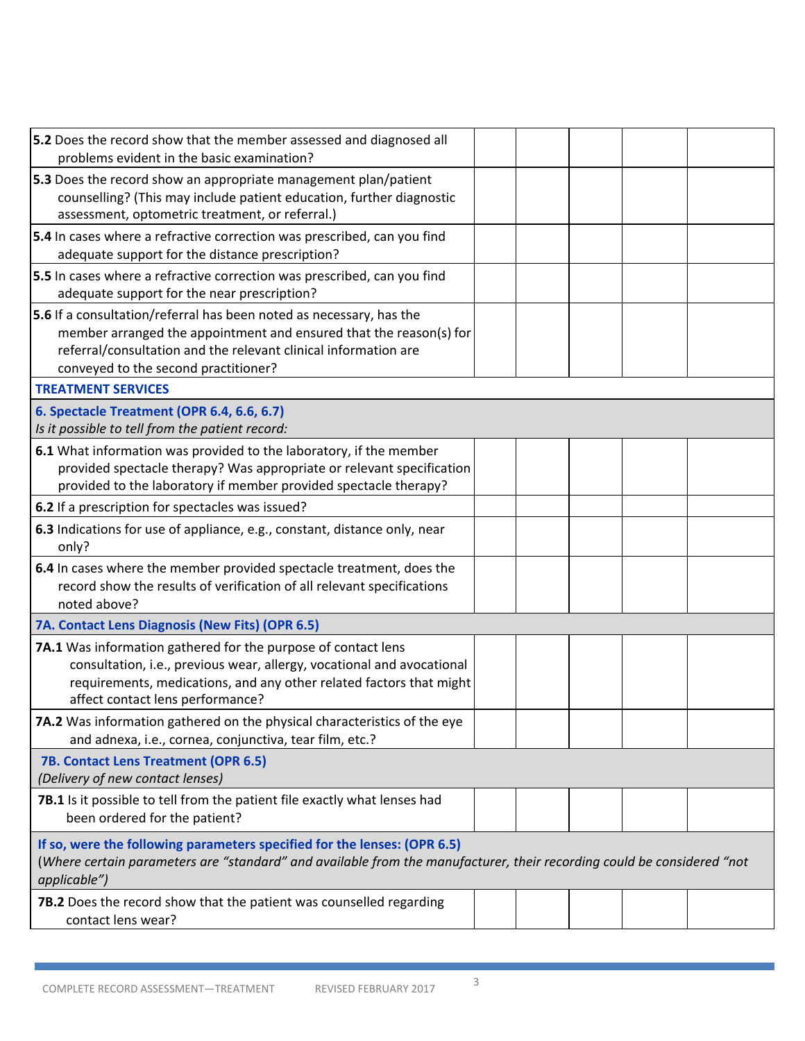| | | | | | |
|---|---|---|---|---|---|
| **5.2** Does the record show that the member assessed and diagnosed all problems evident in the basic examination? | | | | | |
| **5.3** Does the record show an appropriate management plan/patient counselling? (This may include patient education, further diagnostic assessment, optometric treatment, or referral.) | | | | | |
| **5.4** In cases where a refractive correction was prescribed, can you find adequate support for the distance prescription? | | | | | |
| **5.5** In cases where a refractive correction was prescribed, can you find adequate support for the near prescription? | | | | | |
| **5.6** If a consultation/referral has been noted as necessary, has the member arranged the appointment and ensured that the reason(s) for referral/consultation and the relevant clinical information are conveyed to the second practitioner? | | | | | |
| **TREATMENT SERVICES** | | | | | |
| **6. Spectacle Treatment (OPR 6.4, 6.6, 6.7)** *Is it possible to tell from the patient record:* | | | | | |
| **6.1** What information was provided to the laboratory, if the member provided spectacle therapy? Was appropriate or relevant specification provided to the laboratory if member provided spectacle therapy? | | | | | |
| **6.2** If a prescription for spectacles was issued? | | | | | |
| **6.3** Indications for use of appliance, e.g., constant, distance only, near only? | | | | | |
| **6.4** In cases where the member provided spectacle treatment, does the record show the results of verification of all relevant specifications noted above? | | | | | |
| **7A. Contact Lens Diagnosis (New Fits) (OPR 6.5)** | | | | | |
| **7A.1** Was information gathered for the purpose of contact lens consultation, i.e., previous wear, allergy, vocational and avocational requirements, medications, and any other related factors that might affect contact lens performance? | | | | | |
| **7A.2** Was information gathered on the physical characteristics of the eye and adnexa, i.e., cornea, conjunctiva, tear film, etc.? | | | | | |
| **7B. Contact Lens Treatment (OPR 6.5)** *(Delivery of new contact lenses)* | | | | | |
| **7B.1** Is it possible to tell from the patient file exactly what lenses had been ordered for the patient? | | | | | |
| **If so, were the following parameters specified for the lenses: (OPR 6.5)** (*Where certain parameters are "standard" and available from the manufacturer, their recording could be considered "not applicable")* | | | | | |
| **7B.2** Does the record show that the patient was counselled regarding contact lens wear? | | | | | |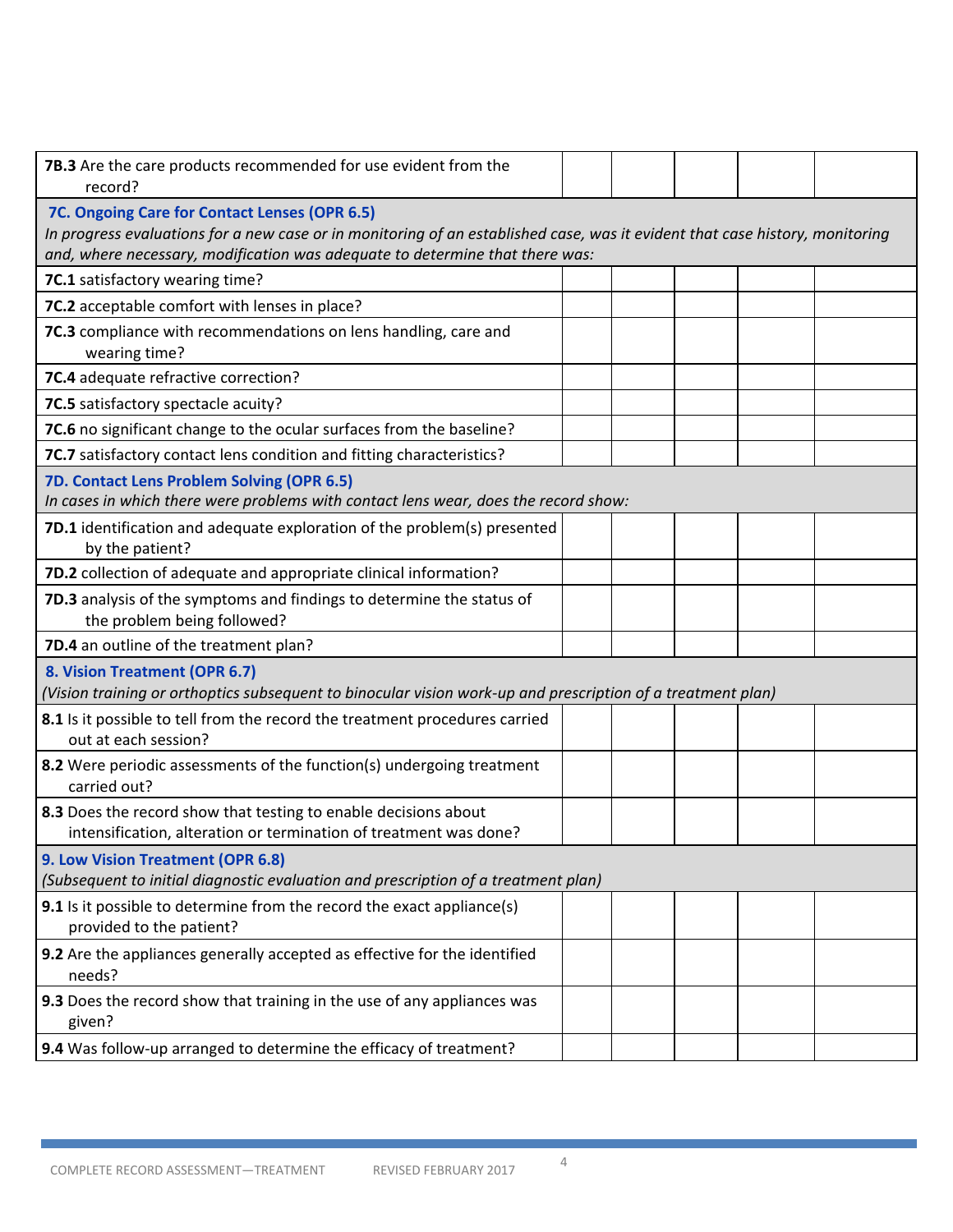| | | | | | |
|---|---|---|---|---|---|
| **7B.3** Are the care products recommended for use evident from the record? | | | | | |
| **7C. Ongoing Care for Contact Lenses (OPR 6.5)**<br>*In progress evaluations for a new case or in monitoring of an established case, was it evident that case history, monitoring and, where necessary, modification was adequate to determine that there was:* | | | | | |
| **7C.1** satisfactory wearing time? | | | | | |
| **7C.2** acceptable comfort with lenses in place? | | | | | |
| **7C.3** compliance with recommendations on lens handling, care and wearing time? | | | | | |
| **7C.4** adequate refractive correction? | | | | | |
| **7C.5** satisfactory spectacle acuity? | | | | | |
| **7C.6** no significant change to the ocular surfaces from the baseline? | | | | | |
| **7C.7** satisfactory contact lens condition and fitting characteristics? | | | | | |
| **7D. Contact Lens Problem Solving (OPR 6.5)**<br>*In cases in which there were problems with contact lens wear, does the record show:* | | | | | |
| **7D.1** identification and adequate exploration of the problem(s) presented by the patient? | | | | | |
| **7D.2** collection of adequate and appropriate clinical information? | | | | | |
| **7D.3** analysis of the symptoms and findings to determine the status of the problem being followed? | | | | | |
| **7D.4** an outline of the treatment plan? | | | | | |
| **8. Vision Treatment (OPR 6.7)**<br>*(Vision training or orthoptics subsequent to binocular vision work-up and prescription of a treatment plan)* | | | | | |
| **8.1** Is it possible to tell from the record the treatment procedures carried out at each session? | | | | | |
| **8.2** Were periodic assessments of the function(s) undergoing treatment carried out? | | | | | |
| **8.3** Does the record show that testing to enable decisions about intensification, alteration or termination of treatment was done? | | | | | |
| **9. Low Vision Treatment (OPR 6.8)**<br>*(Subsequent to initial diagnostic evaluation and prescription of a treatment plan)* | | | | | |
| **9.1** Is it possible to determine from the record the exact appliance(s) provided to the patient? | | | | | |
| **9.2** Are the appliances generally accepted as effective for the identified needs? | | | | | |
| **9.3** Does the record show that training in the use of any appliances was given? | | | | | |
| **9.4** Was follow-up arranged to determine the efficacy of treatment? | | | | | |